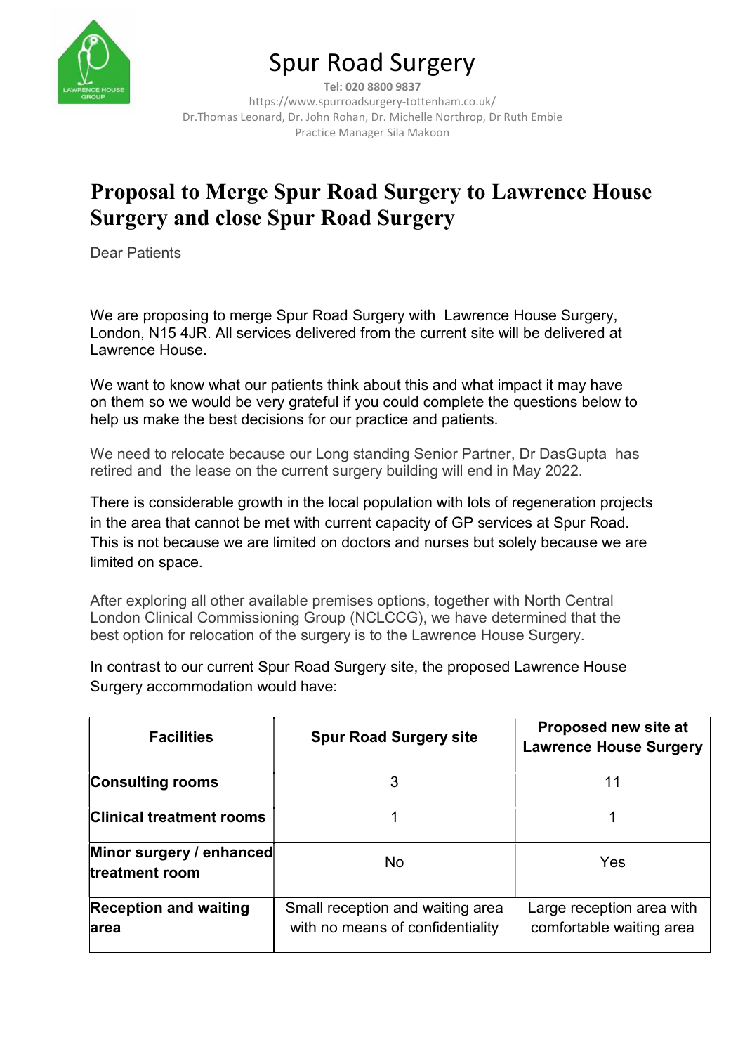# Spur Road Surgery

**Tel: 020 8800 9837**

https://www.spurroadsurgery-tottenham.co.uk/

Dr.Thomas Leonard, Dr. John Rohan, Dr. Michelle Northrop, Dr Ruth Embie

Practice Manager Sila Makoon

## Proposal to Merge Spur Road Surgery to Lawrence House Surgery and close Spur Road Surgery

Dear Patients

We are proposing to merge Spur Road Surgery with Lawrence House Surgery, London, N15 4JR. All services delivered from the current site will be delivered at Lawrence House.

We want to know what our patients think about this and what impact it may have on them so we would be very grateful if you could complete the questions below to help us make the best decisions for our practice and patients.

We need to relocate because our Long standing Senior Partner, Dr DasGupta has retired and the lease on the current surgery building will end in May 2022.

There is considerable growth in the local population with lots of regeneration projects in the area that cannot be met with current capacity of GP services at Spur Road. This is not because we are limited on doctors and nurses but solely because we are limited on space.

After exploring all other available premises options, together with North Central London Clinical Commissioning Group (NCLCCG), we have determined that the best option for relocation of the surgery is to the Lawrence House Surgery.

In contrast to our current Spur Road Surgery site, the proposed Lawrence House Surgery accommodation would have:

| Facilities | Spur Road Surgery site | Proposed new site at Lawrence House Surgery |
|---|---|---|
| **Consulting rooms** | 3 | 11 |
| **Clinical treatment rooms** | 1 | 1 |
| **Minor surgery / enhanced treatment room** | No | Yes |
| **Reception and waiting area** | Small reception and waiting area with no means of confidentiality | Large reception area with comfortable waiting area |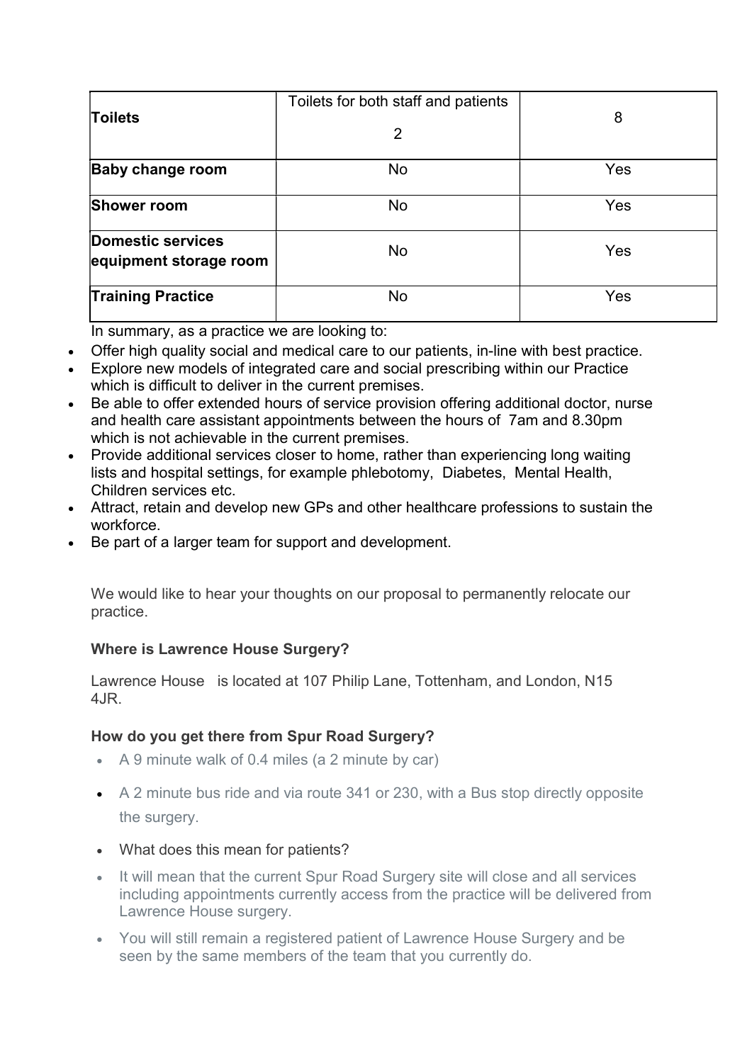| **Toilets** | Toilets for both staff and patients<br><br>2 | 8 |
|---|---|---|
| **Baby change room** | No | Yes |
| **Shower room** | No | Yes |
| **Domestic services equipment storage room** | No | Yes |
| **Training Practice** | No | Yes |

In summary, as a practice we are looking to:

- Offer high quality social and medical care to our patients, in-line with best practice.
- Explore new models of integrated care and social prescribing within our Practice which is difficult to deliver in the current premises.
- Be able to offer extended hours of service provision offering additional doctor, nurse and health care assistant appointments between the hours of 7am and 8.30pm which is not achievable in the current premises.
- Provide additional services closer to home, rather than experiencing long waiting lists and hospital settings, for example phlebotomy, Diabetes, Mental Health, Children services etc.
- Attract, retain and develop new GPs and other healthcare professions to sustain the workforce.
- Be part of a larger team for support and development.

We would like to hear your thoughts on our proposal to permanently relocate our practice.

**Where is Lawrence House Surgery?**

Lawrence House is located at 107 Philip Lane, Tottenham, and London, N15 4JR.

**How do you get there from Spur Road Surgery?**

- A 9 minute walk of 0.4 miles (a 2 minute by car)
- A 2 minute bus ride and via route 341 or 230, with a Bus stop directly opposite the surgery.
- What does this mean for patients?
- It will mean that the current Spur Road Surgery site will close and all services including appointments currently access from the practice will be delivered from Lawrence House surgery.
- You will still remain a registered patient of Lawrence House Surgery and be seen by the same members of the team that you currently do.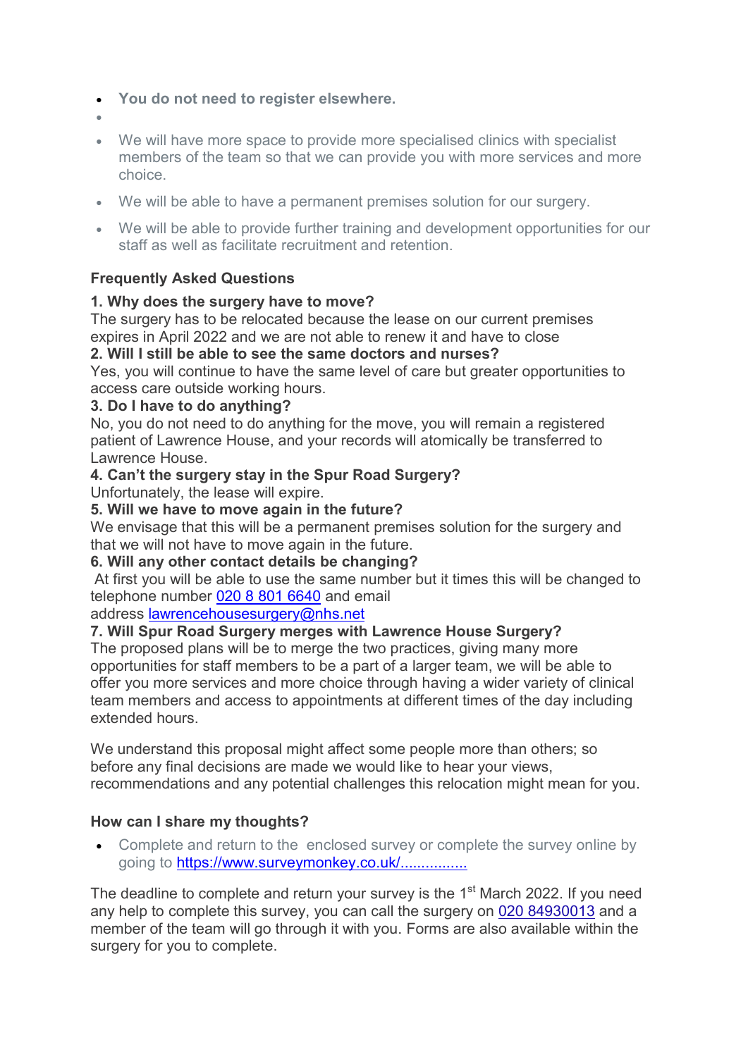- **You do not need to register elsewhere.**
- We will have more space to provide more specialised clinics with specialist members of the team so that we can provide you with more services and more choice.
- We will be able to have a permanent premises solution for our surgery.
- We will be able to provide further training and development opportunities for our staff as well as facilitate recruitment and retention.

**Frequently Asked Questions**

**1. Why does the surgery have to move?**
The surgery has to be relocated because the lease on our current premises expires in April 2022 and we are not able to renew it and have to close

**2. Will I still be able to see the same doctors and nurses?**
Yes, you will continue to have the same level of care but greater opportunities to access care outside working hours.

**3. Do I have to do anything?**
No, you do not need to do anything for the move, you will remain a registered patient of Lawrence House, and your records will atomically be transferred to Lawrence House.

**4. Can't the surgery stay in the Spur Road Surgery?**
Unfortunately, the lease will expire.

**5. Will we have to move again in the future?**
We envisage that this will be a permanent premises solution for the surgery and that we will not have to move again in the future.

**6. Will any other contact details be changing?**
At first you will be able to use the same number but it times this will be changed to telephone number 020 8 801 6640 and email address lawrencehousesurgery@nhs.net

**7. Will Spur Road Surgery merges with Lawrence House Surgery?**
The proposed plans will be to merge the two practices, giving many more opportunities for staff members to be a part of a larger team, we will be able to offer you more services and more choice through having a wider variety of clinical team members and access to appointments at different times of the day including extended hours.

We understand this proposal might affect some people more than others; so before any final decisions are made we would like to hear your views, recommendations and any potential challenges this relocation might mean for you.

**How can I share my thoughts?**

- Complete and return to the enclosed survey or complete the survey online by going to https://www.surveymonkey.co.uk/................

The deadline to complete and return your survey is the 1st March 2022. If you need any help to complete this survey, you can call the surgery on 020 84930013 and a member of the team will go through it with you. Forms are also available within the surgery for you to complete.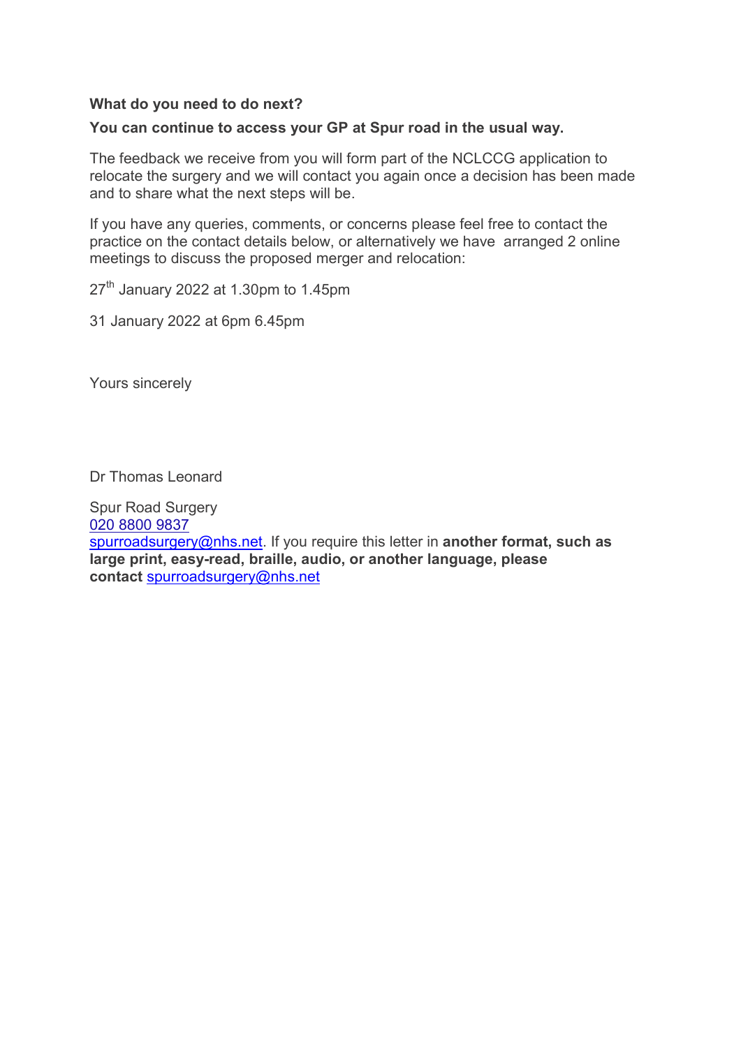**What do you need to do next?**

**You can continue to access your GP at Spur road in the usual way.**

The feedback we receive from you will form part of the NCLCCG application to relocate the surgery and we will contact you again once a decision has been made and to share what the next steps will be.

If you have any queries, comments, or concerns please feel free to contact the practice on the contact details below, or alternatively we have arranged 2 online meetings to discuss the proposed merger and relocation:

27th January 2022 at 1.30pm to 1.45pm

31 January 2022 at 6pm 6.45pm

Yours sincerely

Dr Thomas Leonard

Spur Road Surgery
020 8800 9837
spurroadsurgery@nhs.net. If you require this letter in **another format, such as large print, easy-read, braille, audio, or another language, please contact** spurroadsurgery@nhs.net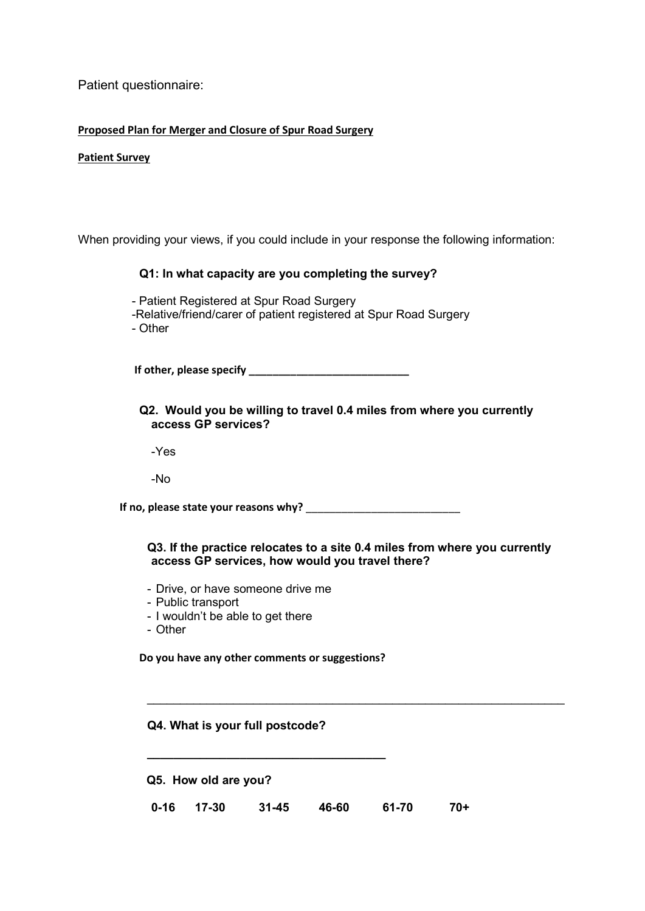Patient questionnaire:

**Proposed Plan for Merger and Closure of Spur Road Surgery**

**Patient Survey**

When providing your views, if you could include in your response the following information:

**Q1: In what capacity are you completing the survey?**

- Patient Registered at Spur Road Surgery
- Relative/friend/carer of patient registered at Spur Road Surgery
- Other

**If other, please specify ____________________________**

**Q2. Would you be willing to travel 0.4 miles from where you currently access GP services?**

-Yes

-No

**If no, please state your reasons why?** __________________________

**Q3. If the practice relocates to a site 0.4 miles from where you currently access GP services, how would you travel there?**

- Drive, or have someone drive me
- Public transport
- I wouldn't be able to get there
- Other

**Do you have any other comments or suggestions?**

______________________________________________________________________

**Q4. What is your full postcode?**

______________________________________

**Q5. How old are you?**

**0-16 17-30 31-45 46-60 61-70 70+**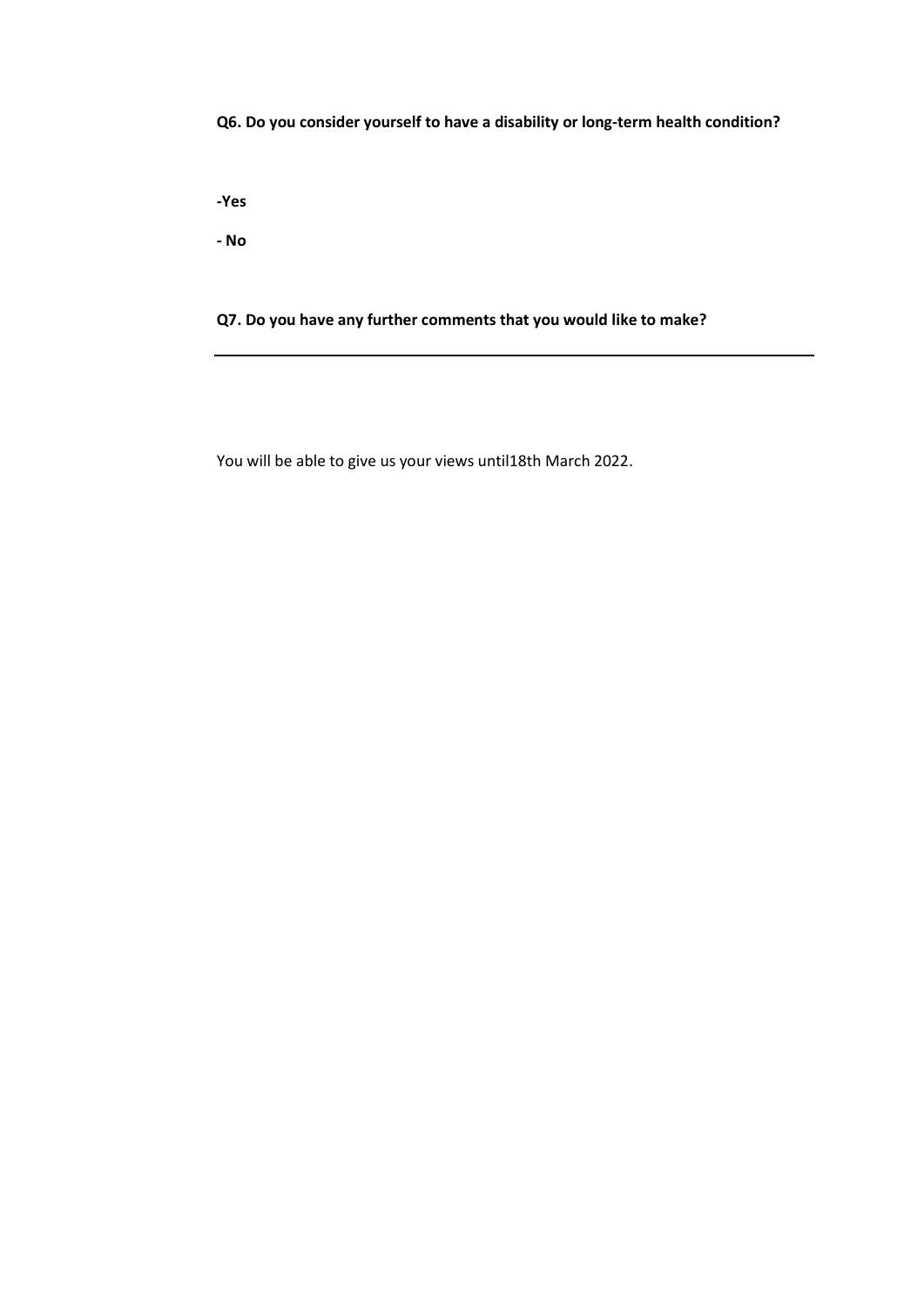**Q6. Do you consider yourself to have a disability or long-term health condition?**

**-Yes**

**- No**

**Q7. Do you have any further comments that you would like to make?**

---

You will be able to give us your views until18th March 2022.